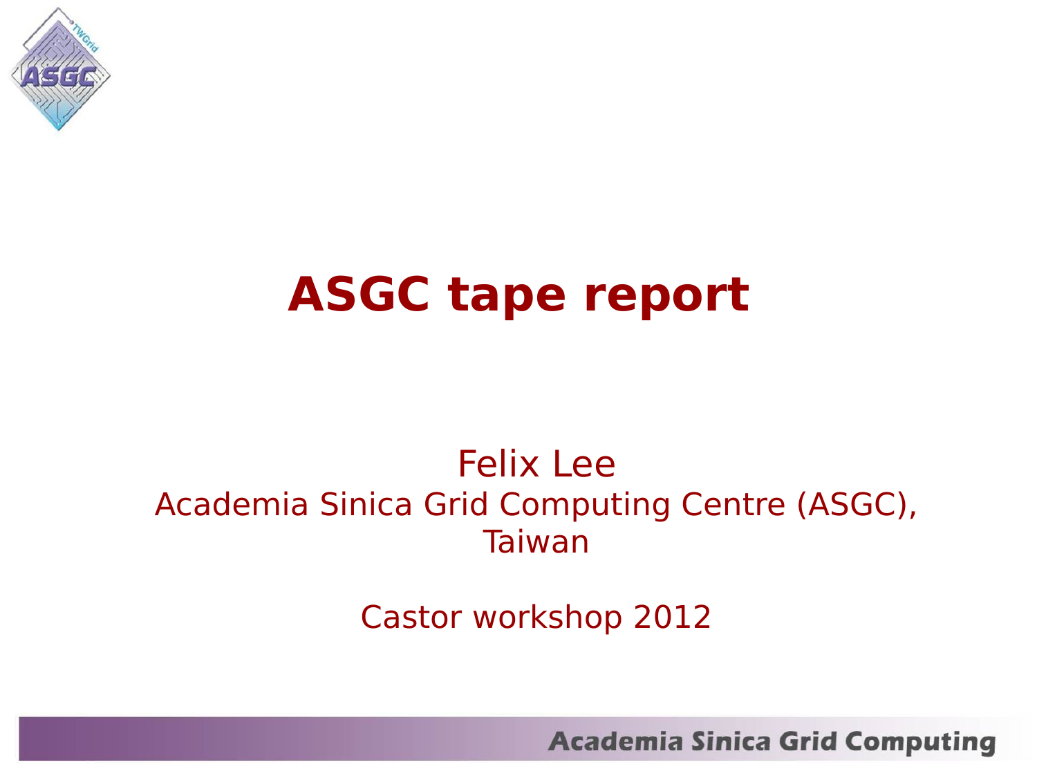# ASGC tape report

Felix Lee
Academia Sinica Grid Computing Centre (ASGC), Taiwan

Castor workshop 2012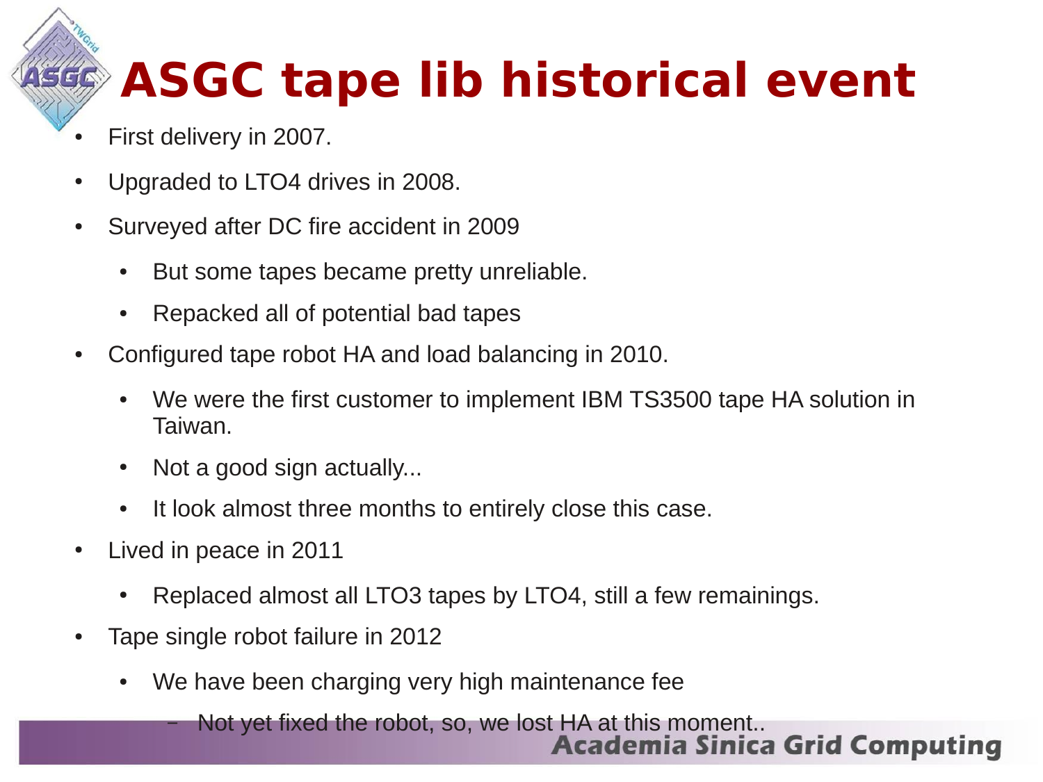# ASGC tape lib historical event

- First delivery in 2007.
- Upgraded to LTO4 drives in 2008.
- Surveyed after DC fire accident in 2009
  - But some tapes became pretty unreliable.
  - Repacked all of potential bad tapes
- Configured tape robot HA and load balancing in 2010.
  - We were the first customer to implement IBM TS3500 tape HA solution in Taiwan.
  - Not a good sign actually...
  - It look almost three months to entirely close this case.
- Lived in peace in 2011
  - Replaced almost all LTO3 tapes by LTO4, still a few remainings.
- Tape single robot failure in 2012
  - We have been charging very high maintenance fee
    - Not yet fixed the robot, so, we lost HA at this moment..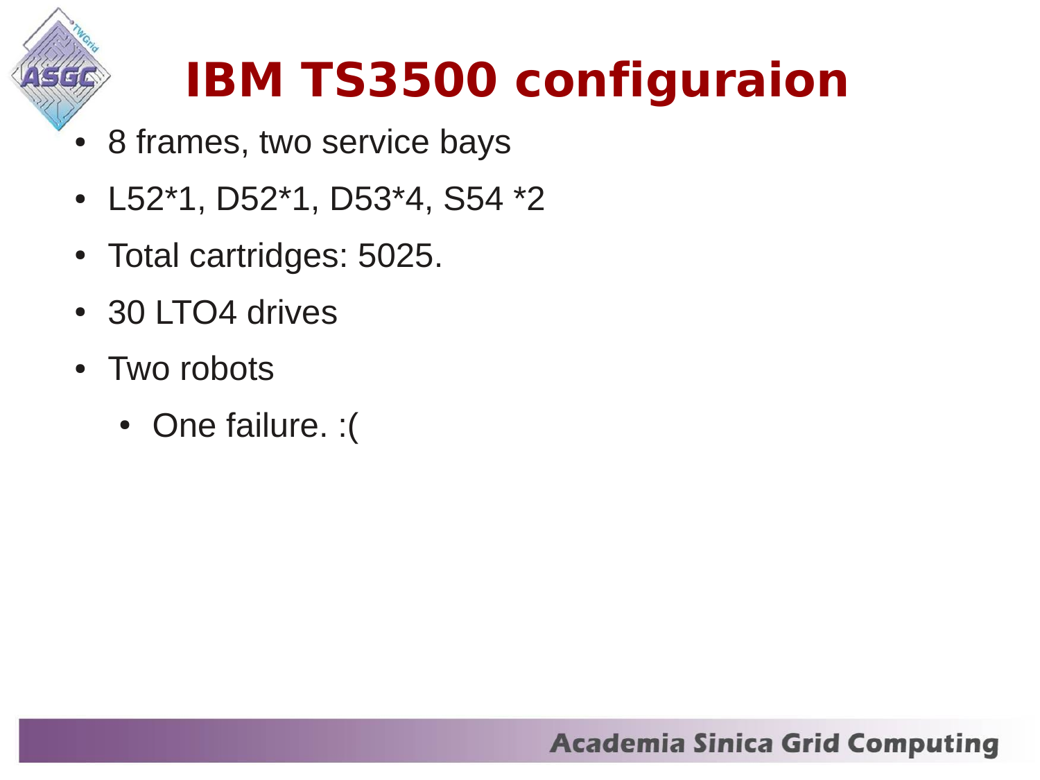# IBM TS3500 configuraion

- 8 frames, two service bays
- L52*1, D52*1, D53*4, S54 *2
- Total cartridges: 5025.
- 30 LTO4 drives
- Two robots
  - One failure. :(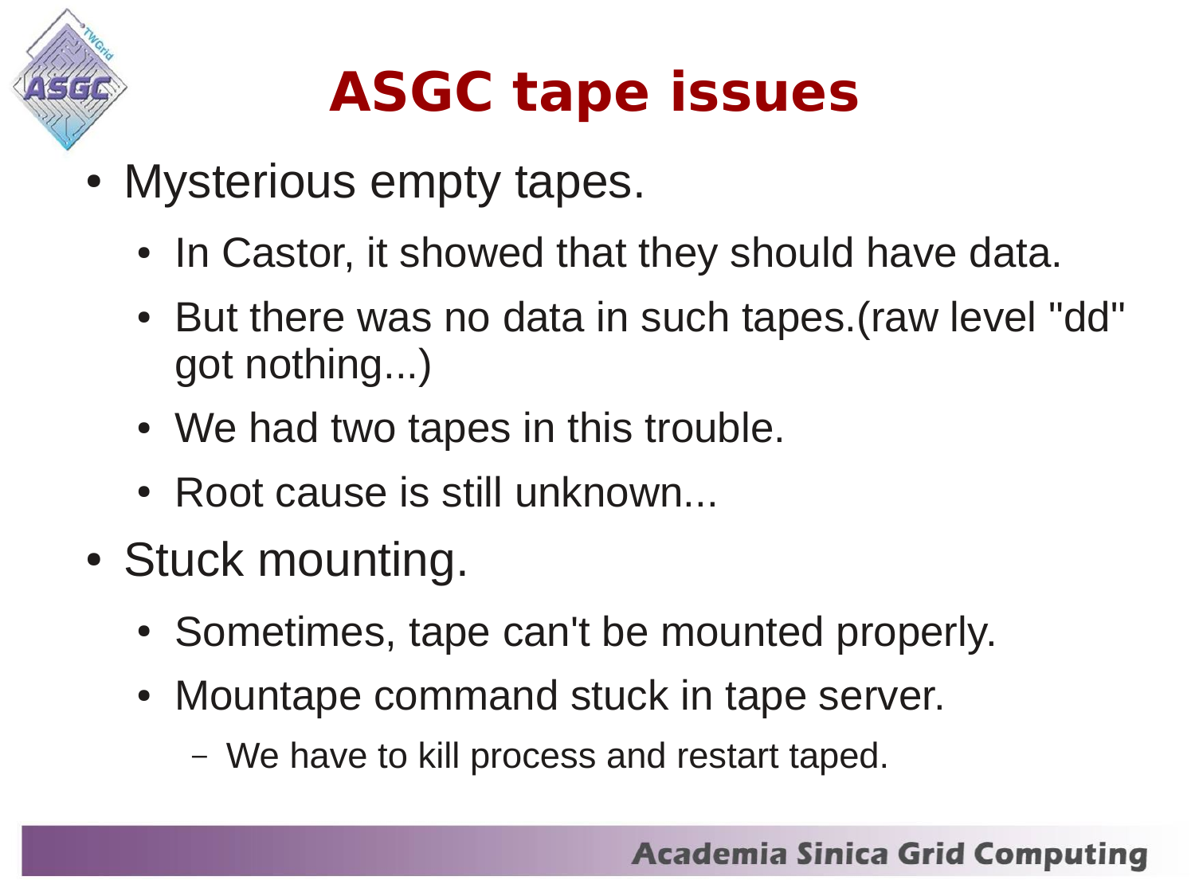# ASGC tape issues

- Mysterious empty tapes.
  - In Castor, it showed that they should have data.
  - But there was no data in such tapes.(raw level "dd" got nothing...)
  - We had two tapes in this trouble.
  - Root cause is still unknown...
- Stuck mounting.
  - Sometimes, tape can't be mounted properly.
  - Mountape command stuck in tape server.
    - We have to kill process and restart taped.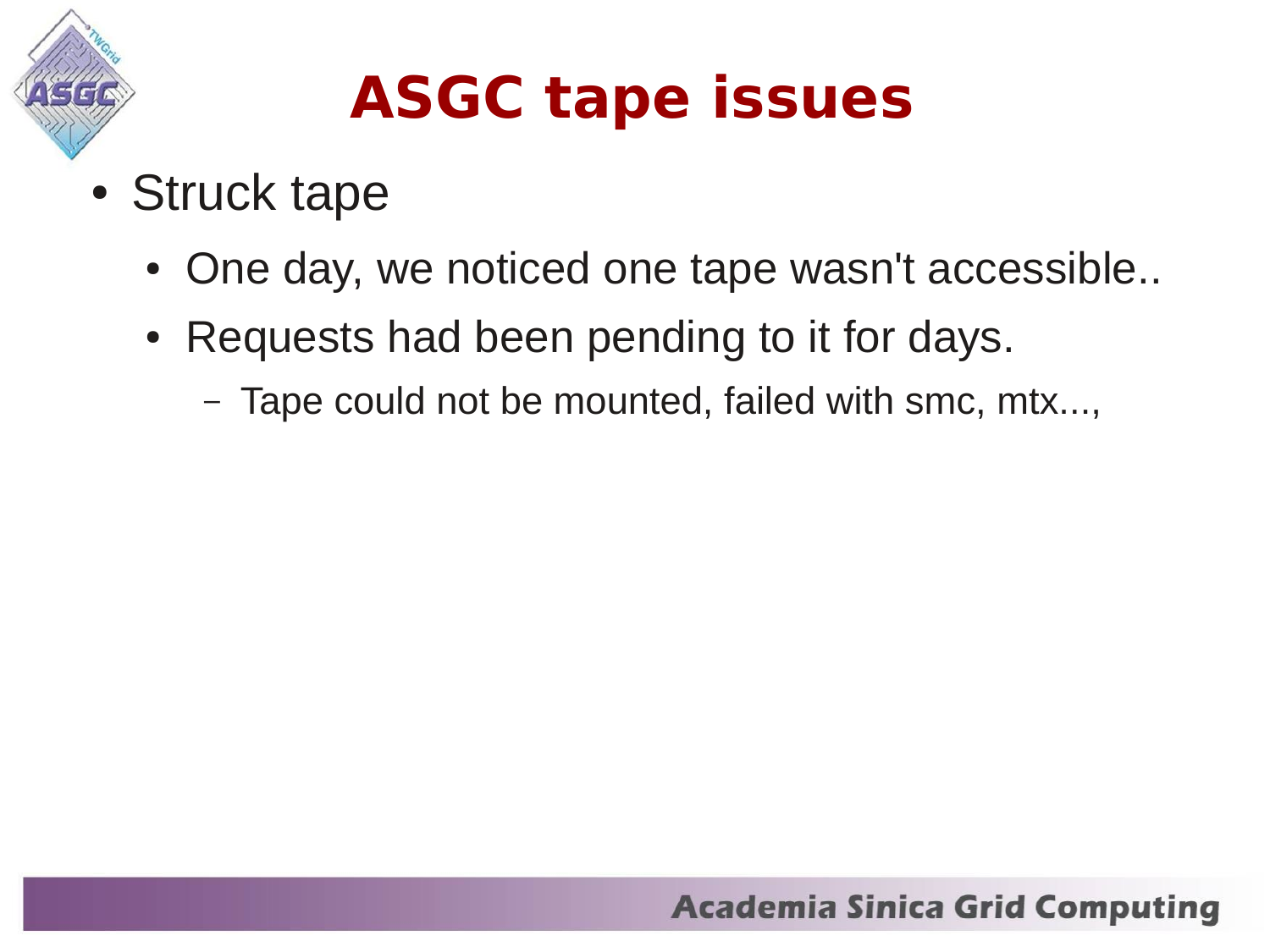# ASGC tape issues

- Struck tape
  - One day, we noticed one tape wasn't accessible..
  - Requests had been pending to it for days.
    - Tape could not be mounted, failed with smc, mtx...,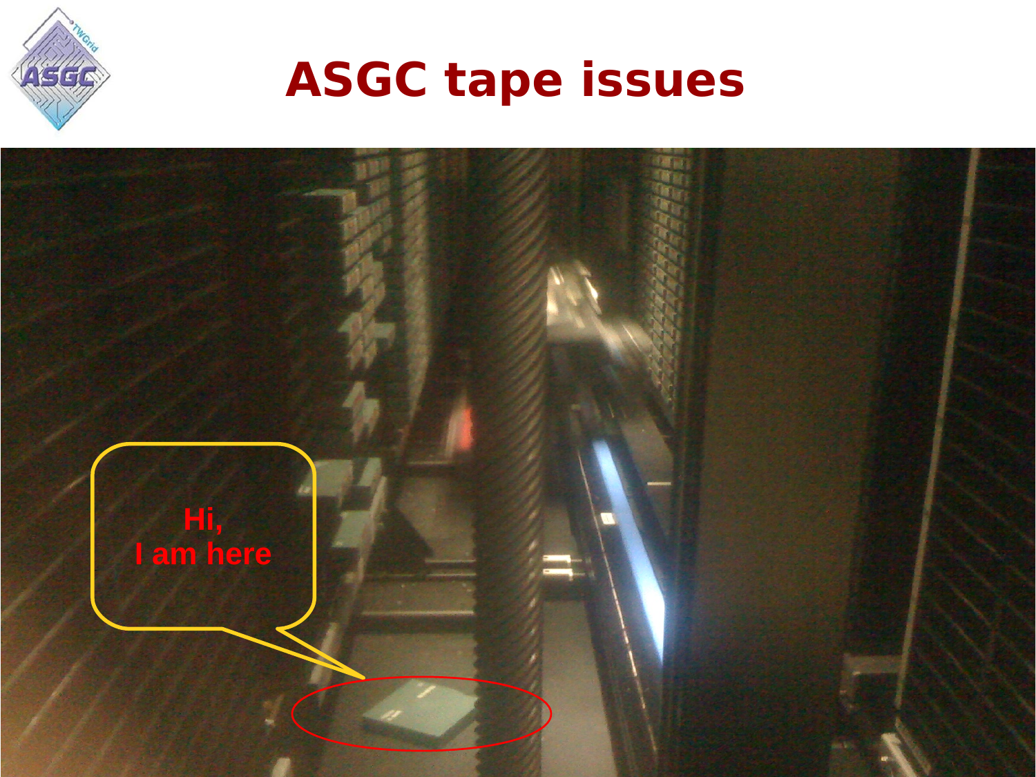# ASGC tape issues

Hi,
I am here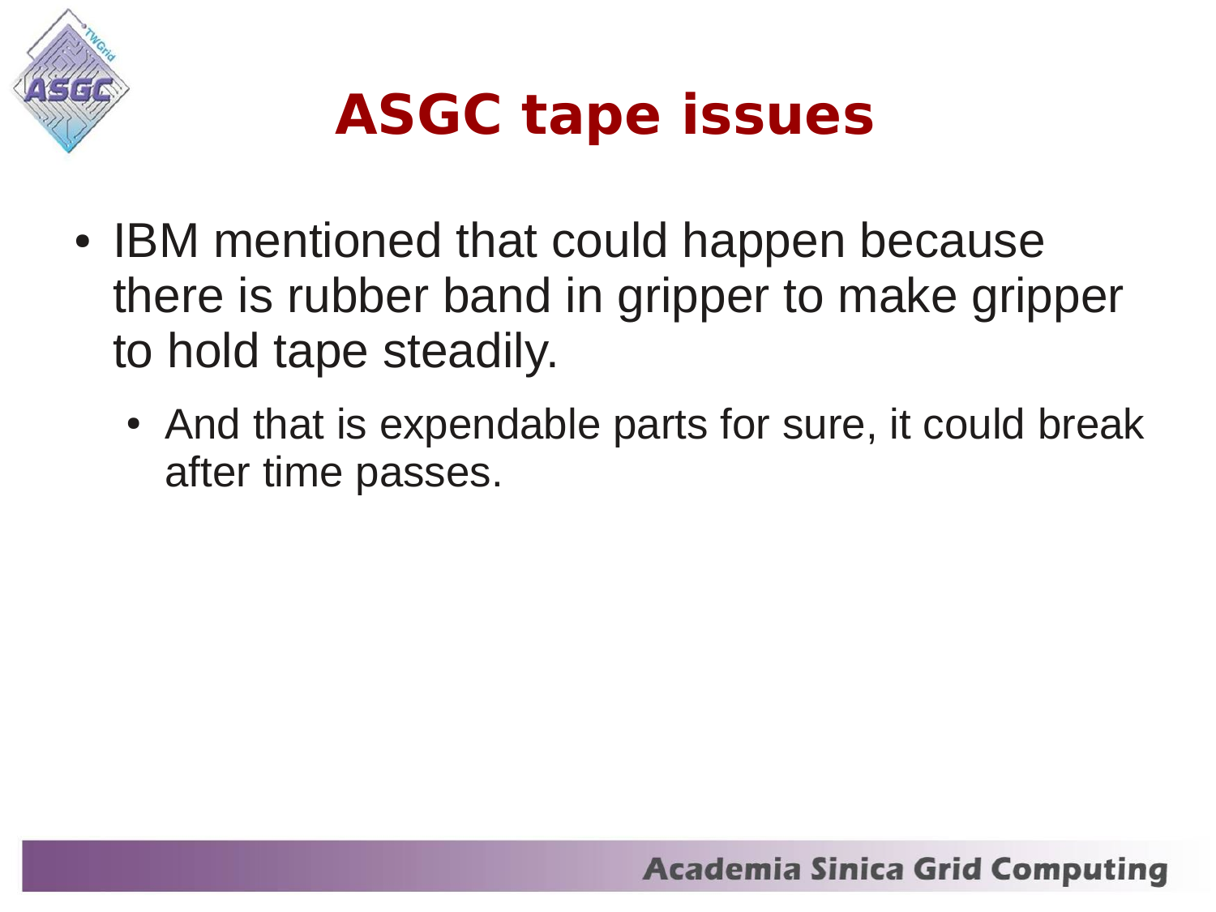# ASGC tape issues

- IBM mentioned that could happen because there is rubber band in gripper to make gripper to hold tape steadily.
  - And that is expendable parts for sure, it could break after time passes.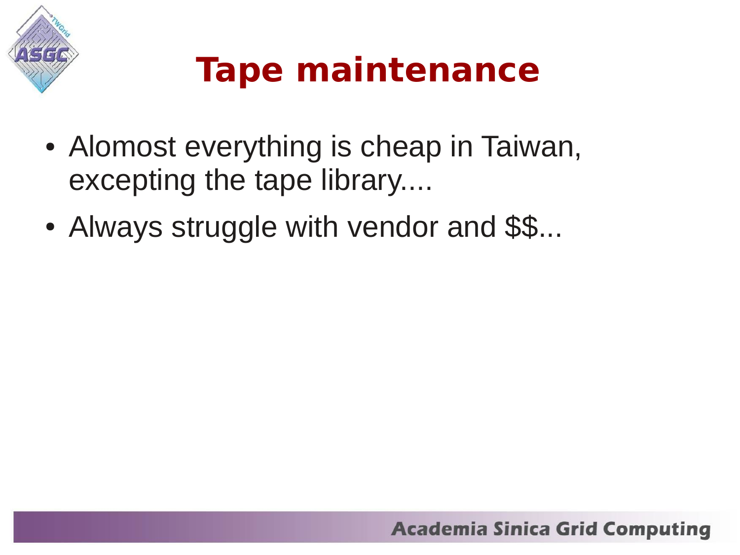# Tape maintenance

- Alomost everything is cheap in Taiwan, excepting the tape library....
- Always struggle with vendor and $$...